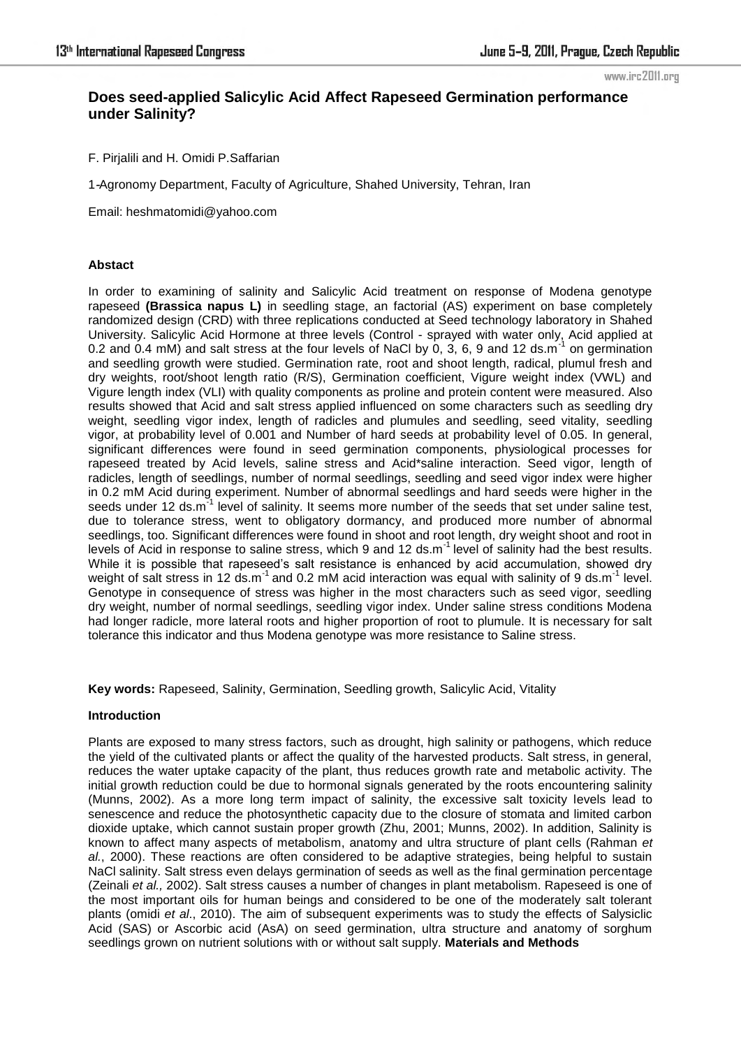# Does seed-applied Salicylic Acid Affect Rapeseed Germination performance under Salinity?

F. Pirjalili and H. Omidi P.Saffarian

1-Agronomy Department, Faculty of Agriculture, Shahed University, Tehran, Iran

Email: heshmatomidi@yahoo.com

## Abstact

In order to examining of salinity and Salicylic Acid treatment on response of Modena genotype rapeseed **(Brassica napus L)** in seedling stage, an factorial (AS) experiment on base completely randomized design (CRD) with three replications conducted at Seed technology laboratory in Shahed University. Salicylic Acid Hormone at three levels (Control - sprayed with water only, Acid applied at 0.2 and 0.4 mM) and salt stress at the four levels of NaCl by 0, 3, 6, 9 and 12 $ds.m^{-1}$ on germination and seedling growth were studied. Germination rate, root and shoot length, radical, plumul fresh and dry weights, root/shoot length ratio (R/S), Germination coefficient, Vigure weight index (VWL) and Vigure length index (VLI) with quality components as proline and protein content were measured. Also results showed that Acid and salt stress applied influenced on some characters such as seedling dry weight, seedling vigor index, length of radicles and plumules and seedling, seed vitality, seedling vigor, at probability level of 0.001 and Number of hard seeds at probability level of 0.05. In general, significant differences were found in seed germination components, physiological processes for rapeseed treated by Acid levels, saline stress and Acid*saline interaction. Seed vigor, length of radicles, length of seedlings, number of normal seedlings, seedling and seed vigor index were higher in 0.2 mM Acid during experiment. Number of abnormal seedlings and hard seeds were higher in the seeds under 12 $ds.m^{-1}$ level of salinity. It seems more number of the seeds that set under saline test, due to tolerance stress, went to obligatory dormancy, and produced more number of abnormal seedlings, too. Significant differences were found in shoot and root length, dry weight shoot and root in levels of Acid in response to saline stress, which 9 and 12 $ds.m^{-1}$ level of salinity had the best results. While it is possible that rapeseed's salt resistance is enhanced by acid accumulation, showed dry weight of salt stress in 12 $ds.m^{-1}$ and 0.2 mM acid interaction was equal with salinity of 9 $ds.m^{-1}$ level. Genotype in consequence of stress was higher in the most characters such as seed vigor, seedling dry weight, number of normal seedlings, seedling vigor index. Under saline stress conditions Modena had longer radicle, more lateral roots and higher proportion of root to plumule. It is necessary for salt tolerance this indicator and thus Modena genotype was more resistance to Saline stress.

**Key words:** Rapeseed, Salinity, Germination, Seedling growth, Salicylic Acid, Vitality

## Introduction

Plants are exposed to many stress factors, such as drought, high salinity or pathogens, which reduce the yield of the cultivated plants or affect the quality of the harvested products. Salt stress, in general, reduces the water uptake capacity of the plant, thus reduces growth rate and metabolic activity. The initial growth reduction could be due to hormonal signals generated by the roots encountering salinity (Munns, 2002). As a more long term impact of salinity, the excessive salt toxicity levels lead to senescence and reduce the photosynthetic capacity due to the closure of stomata and limited carbon dioxide uptake, which cannot sustain proper growth (Zhu, 2001; Munns, 2002). In addition, Salinity is known to affect many aspects of metabolism, anatomy and ultra structure of plant cells (Rahman *et al.*, 2000). These reactions are often considered to be adaptive strategies, being helpful to sustain NaCl salinity. Salt stress even delays germination of seeds as well as the final germination percentage (Zeinali *et al.,* 2002). Salt stress causes a number of changes in plant metabolism. Rapeseed is one of the most important oils for human beings and considered to be one of the moderately salt tolerant plants (omidi *et al*., 2010). The aim of subsequent experiments was to study the effects of Salysiclic Acid (SAS) or Ascorbic acid (AsA) on seed germination, ultra structure and anatomy of sorghum seedlings grown on nutrient solutions with or without salt supply. **Materials and Methods**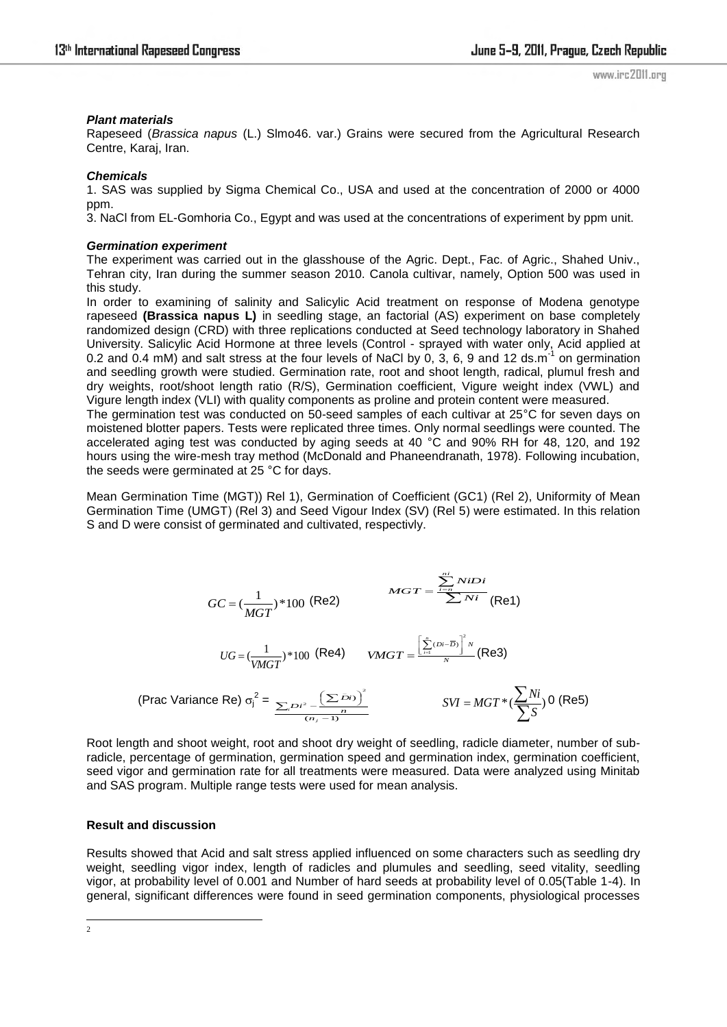### *Plant materials*

Rapeseed (*Brassica napus* (L.) Slmo46. var.) Grains were secured from the Agricultural Research Centre, Karaj, Iran.

### *Chemicals*

1. SAS was supplied by Sigma Chemical Co., USA and used at the concentration of 2000 or 4000 ppm.
3. NaCl from EL-Gomhoria Co., Egypt and was used at the concentrations of experiment by ppm unit.

### *Germination experiment*

The experiment was carried out in the glasshouse of the Agric. Dept., Fac. of Agric., Shahed Univ., Tehran city, Iran during the summer season 2010. Canola cultivar, namely, Option 500 was used in this study.

In order to examining of salinity and Salicylic Acid treatment on response of Modena genotype rapeseed **(Brassica napus L)** in seedling stage, an factorial (AS) experiment on base completely randomized design (CRD) with three replications conducted at Seed technology laboratory in Shahed University. Salicylic Acid Hormone at three levels (Control - sprayed with water only, Acid applied at 0.2 and 0.4 mM) and salt stress at the four levels of NaCl by 0, 3, 6, 9 and 12 ds.m$^{-1}$ on germination and seedling growth were studied. Germination rate, root and shoot length, radical, plumul fresh and dry weights, root/shoot length ratio (R/S), Germination coefficient, Vigure weight index (VWL) and Vigure length index (VLI) with quality components as proline and protein content were measured.

The germination test was conducted on 50-seed samples of each cultivar at 25°C for seven days on moistened blotter papers. Tests were replicated three times. Only normal seedlings were counted. The accelerated aging test was conducted by aging seeds at 40 °C and 90% RH for 48, 120, and 192 hours using the wire-mesh tray method (McDonald and Phaneendranath, 1978). Following incubation, the seeds were germinated at 25 °C for days.

Mean Germination Time (MGT)) Rel 1), Germination of Coefficient (GC1) (Rel 2), Uniformity of Mean Germination Time (UMGT) (Rel 3) and Seed Vigour Index (SV) (Rel 5) were estimated. In this relation S and D were consist of germinated and cultivated, respectivly.

$$GC = (\frac{1}{MGT})*100 \text{ (Re2)} \qquad MGT = \frac{\sum_{i=n}^{ni} NiDi}{\sum Ni} \text{ (Re1)}$$

$$UG = (\frac{1}{VMGT})*100 \text{ (Re4)} \qquad VMGT = \frac{\left[\sum_{i=1}^{n}(Di-\overline{D})\right]^2 N}{N} \text{ (Re3)}$$

$$\text{(Prac Variance Re) } \sigma_j^2 = \frac{\sum_i Di^2 - \frac{\left(\sum Di\right)^2}{n}}{(n_j-1)} \qquad SVI = MGT*(\frac{\sum Ni}{\sum S})0 \text{ (Re5)}$$

Root length and shoot weight, root and shoot dry weight of seedling, radicle diameter, number of sub-radicle, percentage of germination, germination speed and germination index, germination coefficient, seed vigor and germination rate for all treatments were measured. Data were analyzed using Minitab and SAS program. Multiple range tests were used for mean analysis.

## **Result and discussion**

Results showed that Acid and salt stress applied influenced on some characters such as seedling dry weight, seedling vigor index, length of radicles and plumules and seedling, seed vitality, seedling vigor, at probability level of 0.001 and Number of hard seeds at probability level of 0.05(Table 1-4). In general, significant differences were found in seed germination components, physiological processes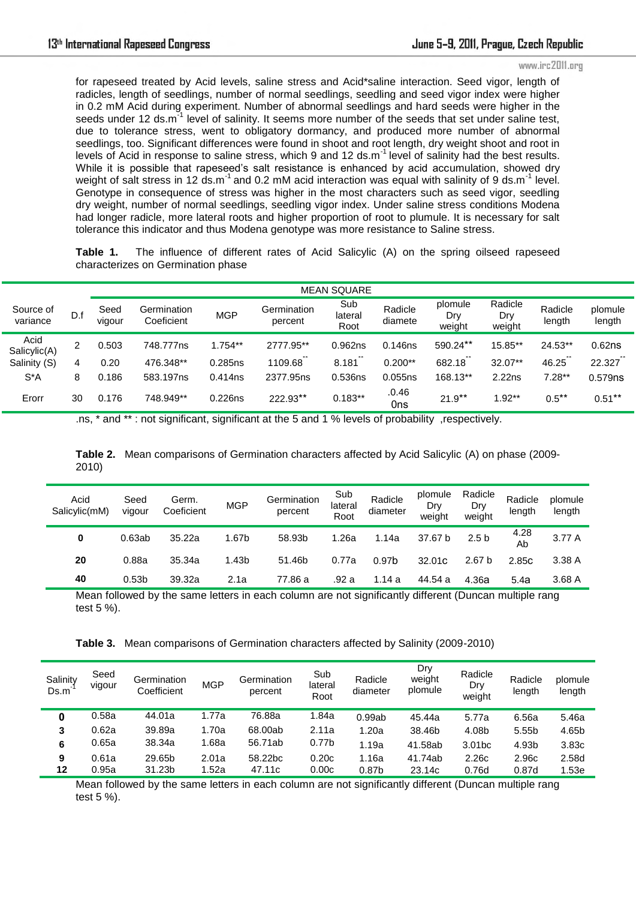for rapeseed treated by Acid levels, saline stress and Acid*saline interaction. Seed vigor, length of radicles, length of seedlings, number of normal seedlings, seedling and seed vigor index were higher in 0.2 mM Acid during experiment. Number of abnormal seedlings and hard seeds were higher in the seeds under 12 ds.$m^{-1}$ level of salinity. It seems more number of the seeds that set under saline test, due to tolerance stress, went to obligatory dormancy, and produced more number of abnormal seedlings, too. Significant differences were found in shoot and root length, dry weight shoot and root in levels of Acid in response to saline stress, which 9 and 12 ds.$m^{-1}$ level of salinity had the best results. While it is possible that rapeseed's salt resistance is enhanced by acid accumulation, showed dry weight of salt stress in 12 ds.$m^{-1}$ and 0.2 mM acid interaction was equal with salinity of 9 ds.$m^{-1}$ level. Genotype in consequence of stress was higher in the most characters such as seed vigor, seedling dry weight, number of normal seedlings, seedling vigor index. Under saline stress conditions Modena had longer radicle, more lateral roots and higher proportion of root to plumule. It is necessary for salt tolerance this indicator and thus Modena genotype was more resistance to Saline stress.

**Table 1.** The influence of different rates of Acid Salicylic (A) on the spring oilseed rapeseed characterizes on Germination phase

| Source of variance | D.f | MEAN SQUARE | | | | | | | | | |
|---|---|---|---|---|---|---|---|---|---|---|---|
| | | Seed vigour | Germination Coeficient | MGP | Germination percent | Sub lateral Root | Radicle diamete | plomule Dry weight | Radicle Dry weight | Radicle length | plomule length |
| Acid Salicylic(A) | 2 | 0.503 | 748.777ns | 1.754** | 2777.95** | 0.962ns | 0.146ns | 590.24** | 15.85** | 24.53** | 0.62ns |
| Salinity (S) | 4 | 0.20 | 476.348** | 0.285ns | 1109.68** | 8.181** | 0.200** | 682.18** | 32.07** | 46.25** | 22.327** |
| S*A | 8 | 0.186 | 583.197ns | 0.414ns | 2377.95ns | 0.536ns | 0.055ns | 168.13** | 2.22ns | 7.28** | 0.579ns |
| Erorr | 30 | 0.176 | 748.949** | 0.226ns | 222.93** | 0.183** | .0.46 0ns | 21.9** | 1.92** | 0.5** | 0.51** |

.ns, * and ** : not significant, significant at the 5 and 1 % levels of probability ,respectively.

**Table 2.** Mean comparisons of Germination characters affected by Acid Salicylic (A) on phase (2009-2010)

| Acid Salicylic(mM) | Seed vigour | Germ. Coeficient | MGP | Germination percent | Sub lateral Root | Radicle diameter | plomule Dry weight | Radicle Dry weight | Radicle length | plomule length |
|---|---|---|---|---|---|---|---|---|---|---|
| **0** | 0.63ab | 35.22a | 1.67b | 58.93b | 1.26a | 1.14a | 37.67 b | 2.5 b | 4.28 Ab | 3.77 A |
| **20** | 0.88a | 35.34a | 1.43b | 51.46b | 0.77a | 0.97b | 32.01c | 2.67 b | 2.85c | 3.38 A |
| **40** | 0.53b | 39.32a | 2.1a | 77.86 a | .92 a | 1.14 a | 44.54 a | 4.36a | 5.4a | 3.68 A |

Mean followed by the same letters in each column are not significantly different (Duncan multiple rang test 5 %).

**Table 3.** Mean comparisons of Germination characters affected by Salinity (2009-2010)

| Salinity Ds.$m^{-1}$ | Seed vigour | Germination Coefficient | MGP | Germination percent | Sub lateral Root | Radicle diameter | Dry weight plomule | Radicle Dry weight | Radicle length | plomule length |
|---|---|---|---|---|---|---|---|---|---|---|
| **0** | 0.58a | 44.01a | 1.77a | 76.88a | 1.84a | 0.99ab | 45.44a | 5.77a | 6.56a | 5.46a |
| **3** | 0.62a | 39.89a | 1.70a | 68.00ab | 2.11a | 1.20a | 38.46b | 4.08b | 5.55b | 4.65b |
| **6** | 0.65a | 38.34a | 1.68a | 56.71ab | 0.77b | 1.19a | 41.58ab | 3.01bc | 4.93b | 3.83c |
| **9** | 0.61a | 29.65b | 2.01a | 58.22bc | 0.20c | 1.16a | 41.74ab | 2.26c | 2.96c | 2.58d |
| **12** | 0.95a | 31.23b | 1.52a | 47.11c | 0.00c | 0.87b | 23.14c | 0.76d | 0.87d | 1.53e |

Mean followed by the same letters in each column are not significantly different (Duncan multiple rang test 5 %).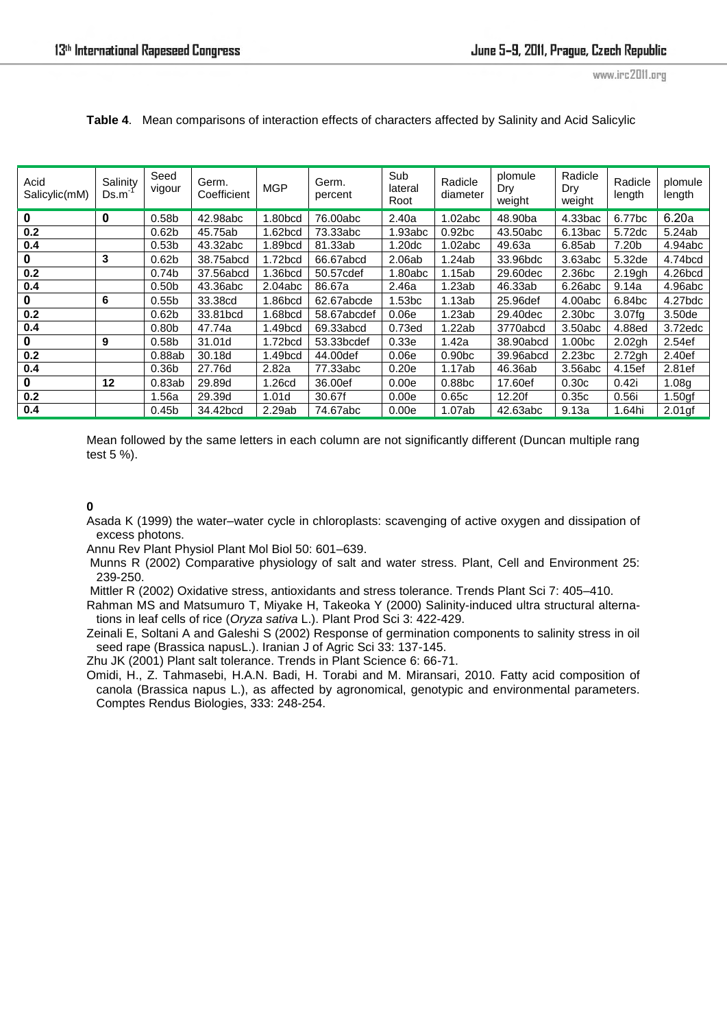**Table 4**. Mean comparisons of interaction effects of characters affected by Salinity and Acid Salicylic

| Acid Salicylic(mM) | Salinity $Ds.m^{-1}$ | Seed vigour | Germ. Coefficient | MGP | Germ. percent | Sub lateral Root | Radicle diameter | plomule Dry weight | Radicle Dry weight | Radicle length | plomule length |
|---|---|---|---|---|---|---|---|---|---|---|---|
| **0** | **0** | 0.58b | 42.98abc | 1.80bcd | 76.00abc | 2.40a | 1.02abc | 48.90ba | 4.33bac | 6.77bc | 6.20a |
| **0.2** | | 0.62b | 45.75ab | 1.62bcd | 73.33abc | 1.93abc | 0.92bc | 43.50abc | 6.13bac | 5.72dc | 5.24ab |
| **0.4** | | 0.53b | 43.32abc | 1.89bcd | 81.33ab | 1.20dc | 1.02abc | 49.63a | 6.85ab | 7.20b | 4.94abc |
| **0** | **3** | 0.62b | 38.75abcd | 1.72bcd | 66.67abcd | 2.06ab | 1.24ab | 33.96bdc | 3.63abc | 5.32de | 4.74bcd |
| **0.2** | | 0.74b | 37.56abcd | 1.36bcd | 50.57cdef | 1.80abc | 1.15ab | 29.60dec | 2.36bc | 2.19gh | 4.26bcd |
| **0.4** | | 0.50b | 43.36abc | 2.04abc | 86.67a | 2.46a | 1.23ab | 46.33ab | 6.26abc | 9.14a | 4.96abc |
| **0** | **6** | 0.55b | 33.38cd | 1.86bcd | 62.67abcde | 1.53bc | 1.13ab | 25.96def | 4.00abc | 6.84bc | 4.27bdc |
| **0.2** | | 0.62b | 33.81bcd | 1.68bcd | 58.67abcdef | 0.06e | 1.23ab | 29.40dec | 2.30bc | 3.07fg | 3.50de |
| **0.4** | | 0.80b | 47.74a | 1.49bcd | 69.33abcd | 0.73ed | 1.22ab | 3770abcd | 3.50abc | 4.88ed | 3.72edc |
| **0** | **9** | 0.58b | 31.01d | 1.72bcd | 53.33bcdef | 0.33e | 1.42a | 38.90abcd | 1.00bc | 2.02gh | 2.54ef |
| **0.2** | | 0.88ab | 30.18d | 1.49bcd | 44.00def | 0.06e | 0.90bc | 39.96abcd | 2.23bc | 2.72gh | 2.40ef |
| **0.4** | | 0.36b | 27.76d | 2.82a | 77.33abc | 0.20e | 1.17ab | 46.36ab | 3.56abc | 4.15ef | 2.81ef |
| **0** | **12** | 0.83ab | 29.89d | 1.26cd | 36.00ef | 0.00e | 0.88bc | 17.60ef | 0.30c | 0.42i | 1.08g |
| **0.2** | | 1.56a | 29.39d | 1.01d | 30.67f | 0.00e | 0.65c | 12.20f | 0.35c | 0.56i | 1.50gf |
| **0.4** | | 0.45b | 34.42bcd | 2.29ab | 74.67abc | 0.00e | 1.07ab | 42.63abc | 9.13a | 1.64hi | 2.01gf |

Mean followed by the same letters in each column are not significantly different (Duncan multiple rang test 5 %).

**0**

Asada K (1999) the water–water cycle in chloroplasts: scavenging of active oxygen and dissipation of excess photons.

Annu Rev Plant Physiol Plant Mol Biol 50: 601–639.

Munns R (2002) Comparative physiology of salt and water stress. Plant, Cell and Environment 25: 239-250.

Mittler R (2002) Oxidative stress, antioxidants and stress tolerance. Trends Plant Sci 7: 405–410.

Rahman MS and Matsumuro T, Miyake H, Takeoka Y (2000) Salinity-induced ultra structural alternations in leaf cells of rice (*Oryza sativa* L.). Plant Prod Sci 3: 422-429.

Zeinali E, Soltani A and Galeshi S (2002) Response of germination components to salinity stress in oil seed rape (Brassica napusL.). Iranian J of Agric Sci 33: 137-145.

Zhu JK (2001) Plant salt tolerance. Trends in Plant Science 6: 66-71.

Omidi, H., Z. Tahmasebi, H.A.N. Badi, H. Torabi and M. Miransari, 2010. Fatty acid composition of canola (Brassica napus L.), as affected by agronomical, genotypic and environmental parameters. Comptes Rendus Biologies, 333: 248-254.